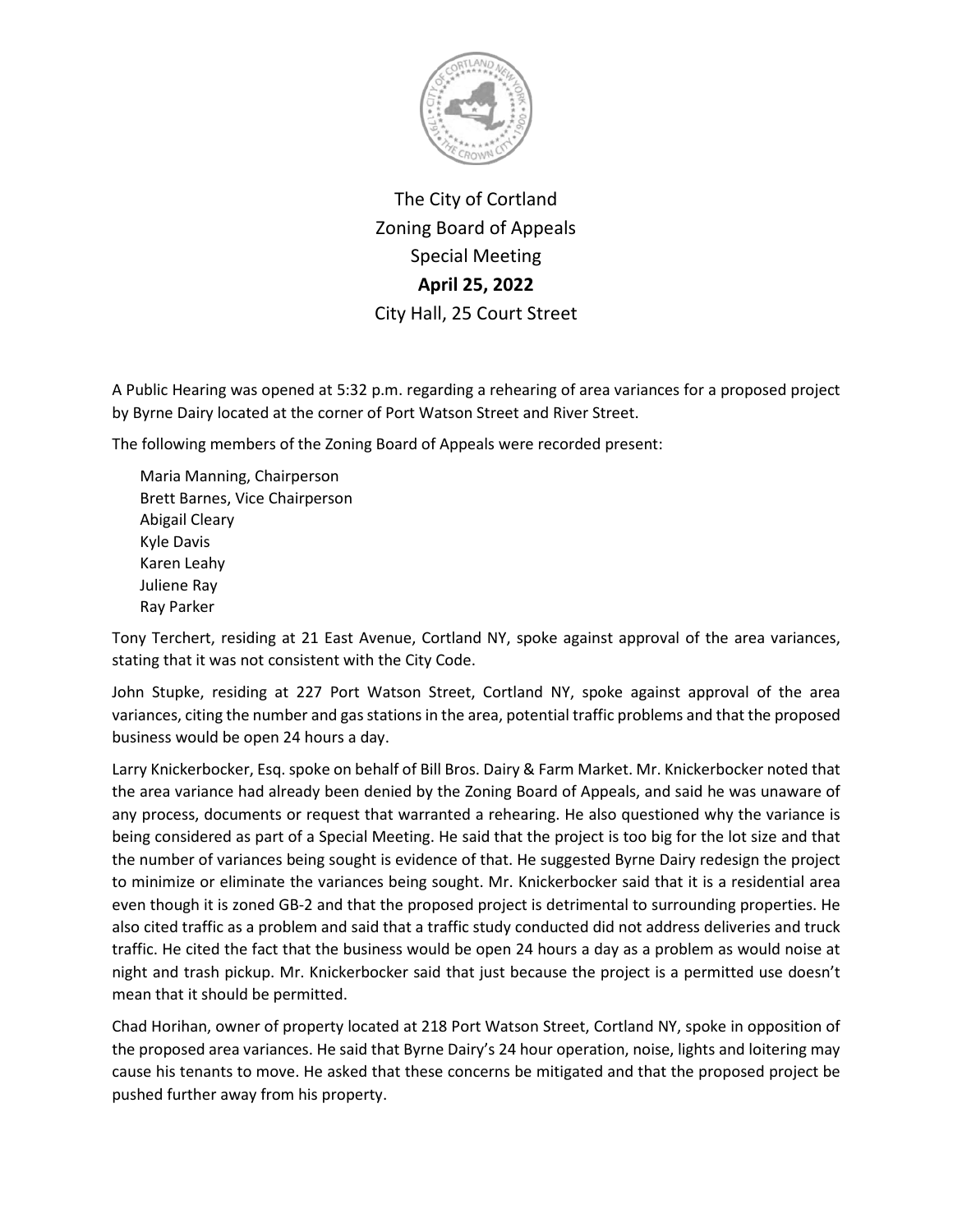# The City of Cortland
## Zoning Board of Appeals
## Special Meeting
## **April 25, 2022**
### City Hall, 25 Court Street

A Public Hearing was opened at 5:32 p.m. regarding a rehearing of area variances for a proposed project by Byrne Dairy located at the corner of Port Watson Street and River Street.

The following members of the Zoning Board of Appeals were recorded present:

Maria Manning, Chairperson
Brett Barnes, Vice Chairperson
Abigail Cleary
Kyle Davis
Karen Leahy
Juliene Ray
Ray Parker

Tony Terchert, residing at 21 East Avenue, Cortland NY, spoke against approval of the area variances, stating that it was not consistent with the City Code.

John Stupke, residing at 227 Port Watson Street, Cortland NY, spoke against approval of the area variances, citing the number and gas stations in the area, potential traffic problems and that the proposed business would be open 24 hours a day.

Larry Knickerbocker, Esq. spoke on behalf of Bill Bros. Dairy & Farm Market. Mr. Knickerbocker noted that the area variance had already been denied by the Zoning Board of Appeals, and said he was unaware of any process, documents or request that warranted a rehearing. He also questioned why the variance is being considered as part of a Special Meeting. He said that the project is too big for the lot size and that the number of variances being sought is evidence of that. He suggested Byrne Dairy redesign the project to minimize or eliminate the variances being sought. Mr. Knickerbocker said that it is a residential area even though it is zoned GB-2 and that the proposed project is detrimental to surrounding properties. He also cited traffic as a problem and said that a traffic study conducted did not address deliveries and truck traffic. He cited the fact that the business would be open 24 hours a day as a problem as would noise at night and trash pickup. Mr. Knickerbocker said that just because the project is a permitted use doesn't mean that it should be permitted.

Chad Horihan, owner of property located at 218 Port Watson Street, Cortland NY, spoke in opposition of the proposed area variances. He said that Byrne Dairy's 24 hour operation, noise, lights and loitering may cause his tenants to move. He asked that these concerns be mitigated and that the proposed project be pushed further away from his property.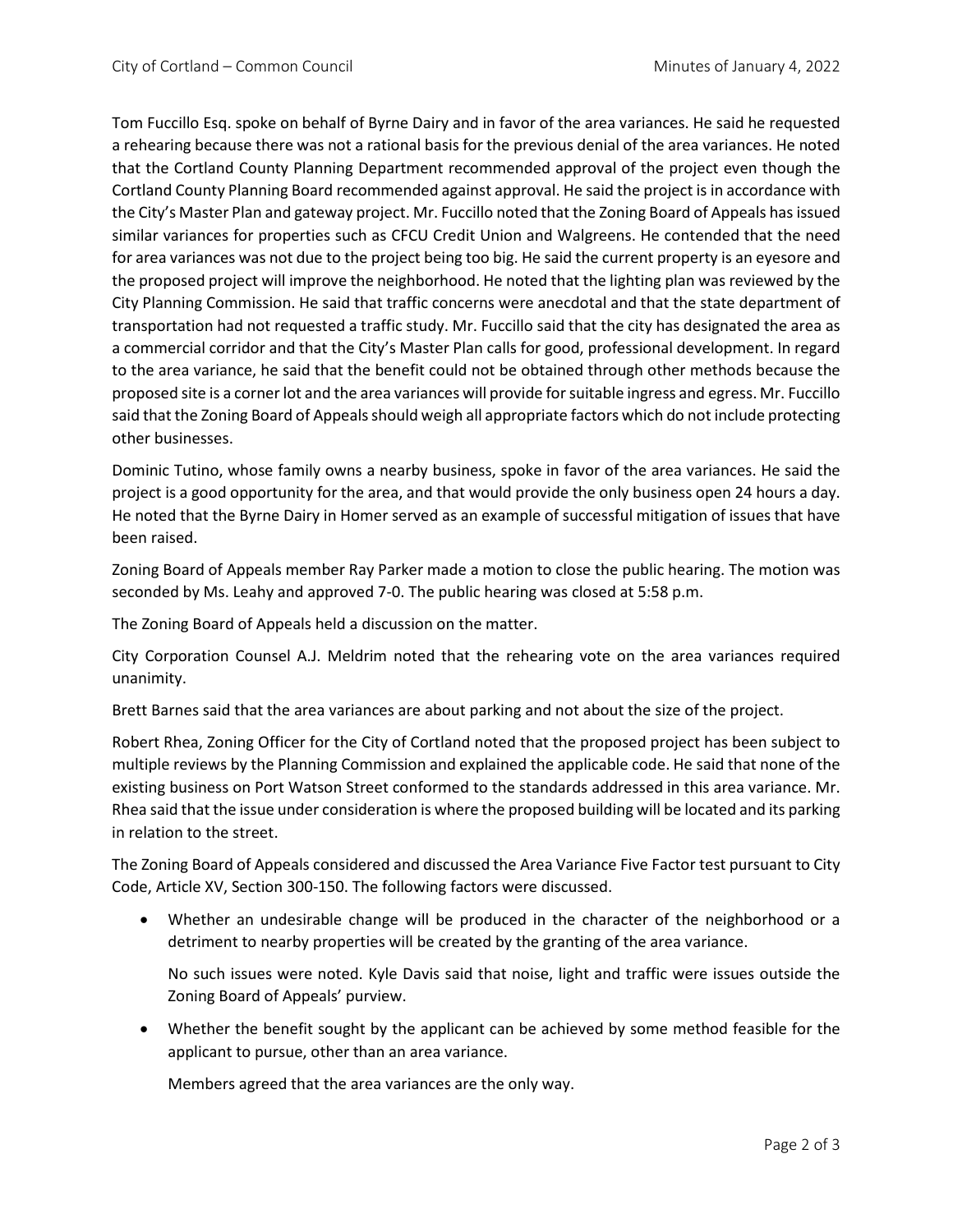Tom Fuccillo Esq. spoke on behalf of Byrne Dairy and in favor of the area variances. He said he requested a rehearing because there was not a rational basis for the previous denial of the area variances. He noted that the Cortland County Planning Department recommended approval of the project even though the Cortland County Planning Board recommended against approval. He said the project is in accordance with the City's Master Plan and gateway project. Mr. Fuccillo noted that the Zoning Board of Appeals has issued similar variances for properties such as CFCU Credit Union and Walgreens. He contended that the need for area variances was not due to the project being too big. He said the current property is an eyesore and the proposed project will improve the neighborhood. He noted that the lighting plan was reviewed by the City Planning Commission. He said that traffic concerns were anecdotal and that the state department of transportation had not requested a traffic study. Mr. Fuccillo said that the city has designated the area as a commercial corridor and that the City's Master Plan calls for good, professional development. In regard to the area variance, he said that the benefit could not be obtained through other methods because the proposed site is a corner lot and the area variances will provide for suitable ingress and egress. Mr. Fuccillo said that the Zoning Board of Appeals should weigh all appropriate factors which do not include protecting other businesses.

Dominic Tutino, whose family owns a nearby business, spoke in favor of the area variances. He said the project is a good opportunity for the area, and that would provide the only business open 24 hours a day. He noted that the Byrne Dairy in Homer served as an example of successful mitigation of issues that have been raised.

Zoning Board of Appeals member Ray Parker made a motion to close the public hearing. The motion was seconded by Ms. Leahy and approved 7-0. The public hearing was closed at 5:58 p.m.

The Zoning Board of Appeals held a discussion on the matter.

City Corporation Counsel A.J. Meldrim noted that the rehearing vote on the area variances required unanimity.

Brett Barnes said that the area variances are about parking and not about the size of the project.

Robert Rhea, Zoning Officer for the City of Cortland noted that the proposed project has been subject to multiple reviews by the Planning Commission and explained the applicable code. He said that none of the existing business on Port Watson Street conformed to the standards addressed in this area variance. Mr. Rhea said that the issue under consideration is where the proposed building will be located and its parking in relation to the street.

The Zoning Board of Appeals considered and discussed the Area Variance Five Factor test pursuant to City Code, Article XV, Section 300-150. The following factors were discussed.

- Whether an undesirable change will be produced in the character of the neighborhood or a detriment to nearby properties will be created by the granting of the area variance.

  No such issues were noted. Kyle Davis said that noise, light and traffic were issues outside the Zoning Board of Appeals' purview.

- Whether the benefit sought by the applicant can be achieved by some method feasible for the applicant to pursue, other than an area variance.

  Members agreed that the area variances are the only way.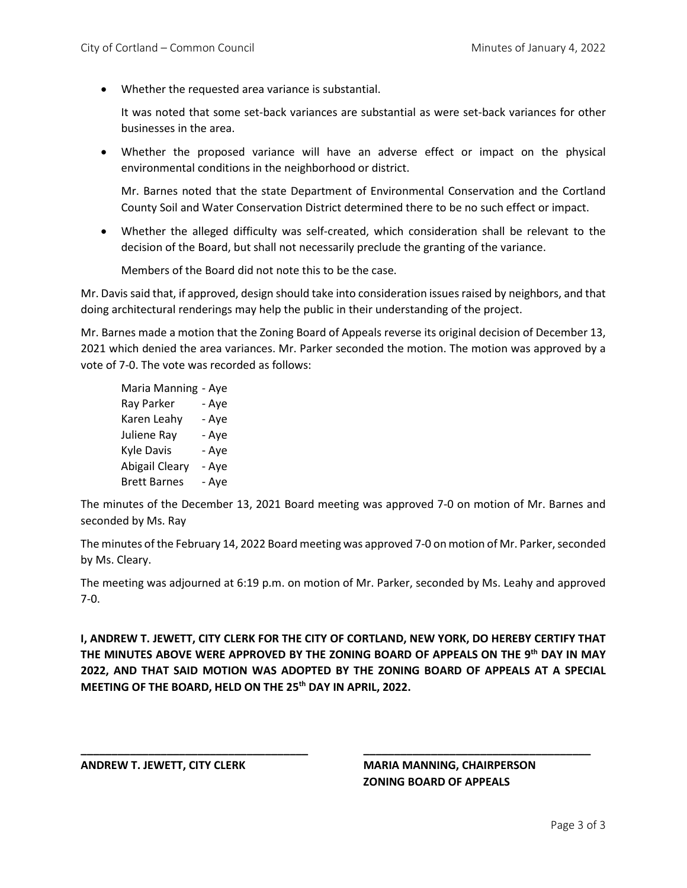- Whether the requested area variance is substantial.

  It was noted that some set-back variances are substantial as were set-back variances for other businesses in the area.

- Whether the proposed variance will have an adverse effect or impact on the physical environmental conditions in the neighborhood or district.

  Mr. Barnes noted that the state Department of Environmental Conservation and the Cortland County Soil and Water Conservation District determined there to be no such effect or impact.

- Whether the alleged difficulty was self-created, which consideration shall be relevant to the decision of the Board, but shall not necessarily preclude the granting of the variance.

  Members of the Board did not note this to be the case.

Mr. Davis said that, if approved, design should take into consideration issues raised by neighbors, and that doing architectural renderings may help the public in their understanding of the project.

Mr. Barnes made a motion that the Zoning Board of Appeals reverse its original decision of December 13, 2021 which denied the area variances. Mr. Parker seconded the motion. The motion was approved by a vote of 7-0. The vote was recorded as follows:

Maria Manning - Aye
Ray Parker - Aye
Karen Leahy - Aye
Juliene Ray - Aye
Kyle Davis - Aye
Abigail Cleary - Aye
Brett Barnes - Aye

The minutes of the December 13, 2021 Board meeting was approved 7-0 on motion of Mr. Barnes and seconded by Ms. Ray

The minutes of the February 14, 2022 Board meeting was approved 7-0 on motion of Mr. Parker, seconded by Ms. Cleary.

The meeting was adjourned at 6:19 p.m. on motion of Mr. Parker, seconded by Ms. Leahy and approved 7-0.

**I, ANDREW T. JEWETT, CITY CLERK FOR THE CITY OF CORTLAND, NEW YORK, DO HEREBY CERTIFY THAT THE MINUTES ABOVE WERE APPROVED BY THE ZONING BOARD OF APPEALS ON THE 9th DAY IN MAY 2022, AND THAT SAID MOTION WAS ADOPTED BY THE ZONING BOARD OF APPEALS AT A SPECIAL MEETING OF THE BOARD, HELD ON THE 25th DAY IN APRIL, 2022.**

\_\_\_\_\_\_\_\_\_\_\_\_\_\_\_\_\_\_\_\_\_\_\_\_\_\_\_\_\_\_\_\_\_\_\_\_\_\_
**ANDREW T. JEWETT, CITY CLERK**

\_\_\_\_\_\_\_\_\_\_\_\_\_\_\_\_\_\_\_\_\_\_\_\_\_\_\_\_\_\_\_\_\_\_\_\_\_\_
**MARIA MANNING, CHAIRPERSON**
**ZONING BOARD OF APPEALS**